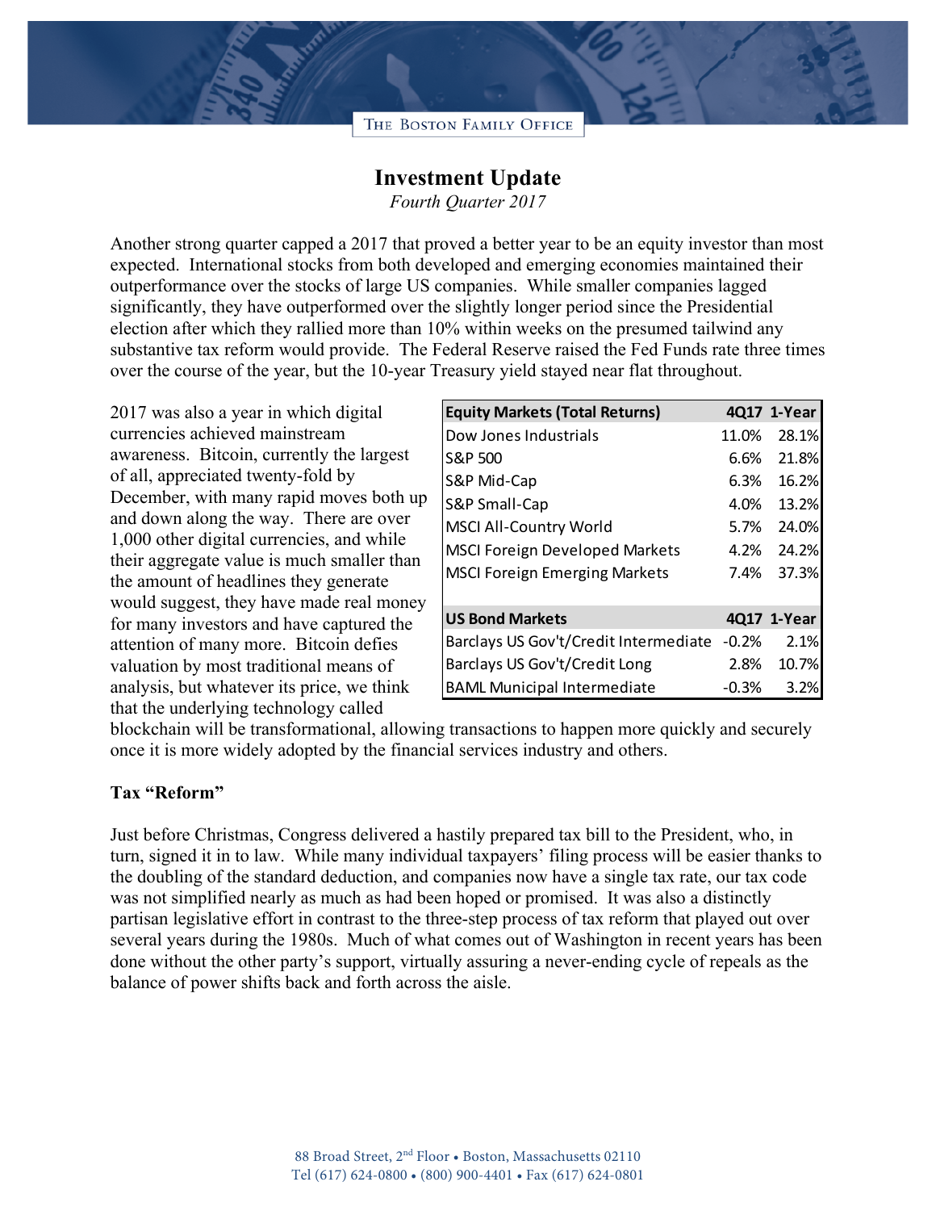THE BOSTON FAMILY OFFICE

# Investment Update

*Fourth Quarter 2017*

Another strong quarter capped a 2017 that proved a better year to be an equity investor than most expected. International stocks from both developed and emerging economies maintained their outperformance over the stocks of large US companies. While smaller companies lagged significantly, they have outperformed over the slightly longer period since the Presidential election after which they rallied more than 10% within weeks on the presumed tailwind any substantive tax reform would provide. The Federal Reserve raised the Fed Funds rate three times over the course of the year, but the 10-year Treasury yield stayed near flat throughout.

2017 was also a year in which digital currencies achieved mainstream awareness. Bitcoin, currently the largest of all, appreciated twenty-fold by December, with many rapid moves both up and down along the way. There are over 1,000 other digital currencies, and while their aggregate value is much smaller than the amount of headlines they generate would suggest, they have made real money for many investors and have captured the attention of many more. Bitcoin defies valuation by most traditional means of analysis, but whatever its price, we think that the underlying technology called blockchain will be transformational, allowing transactions to happen more quickly and securely once it is more widely adopted by the financial services industry and others.

| Equity Markets (Total Returns) | 4Q17 | 1-Year |
|---|---|---|
| Dow Jones Industrials | 11.0% | 28.1% |
| S&P 500 | 6.6% | 21.8% |
| S&P Mid-Cap | 6.3% | 16.2% |
| S&P Small-Cap | 4.0% | 13.2% |
| MSCI All-Country World | 5.7% | 24.0% |
| MSCI Foreign Developed Markets | 4.2% | 24.2% |
| MSCI Foreign Emerging Markets | 7.4% | 37.3% |
| | | |
| **US Bond Markets** | **4Q17** | **1-Year** |
| Barclays US Gov't/Credit Intermediate | -0.2% | 2.1% |
| Barclays US Gov't/Credit Long | 2.8% | 10.7% |
| BAML Municipal Intermediate | -0.3% | 3.2% |

**Tax "Reform"**

Just before Christmas, Congress delivered a hastily prepared tax bill to the President, who, in turn, signed it in to law. While many individual taxpayers' filing process will be easier thanks to the doubling of the standard deduction, and companies now have a single tax rate, our tax code was not simplified nearly as much as had been hoped or promised. It was also a distinctly partisan legislative effort in contrast to the three-step process of tax reform that played out over several years during the 1980s. Much of what comes out of Washington in recent years has been done without the other party's support, virtually assuring a never-ending cycle of repeals as the balance of power shifts back and forth across the aisle.

88 Broad Street, 2nd Floor • Boston, Massachusetts 02110
Tel (617) 624-0800 • (800) 900-4401 • Fax (617) 624-0801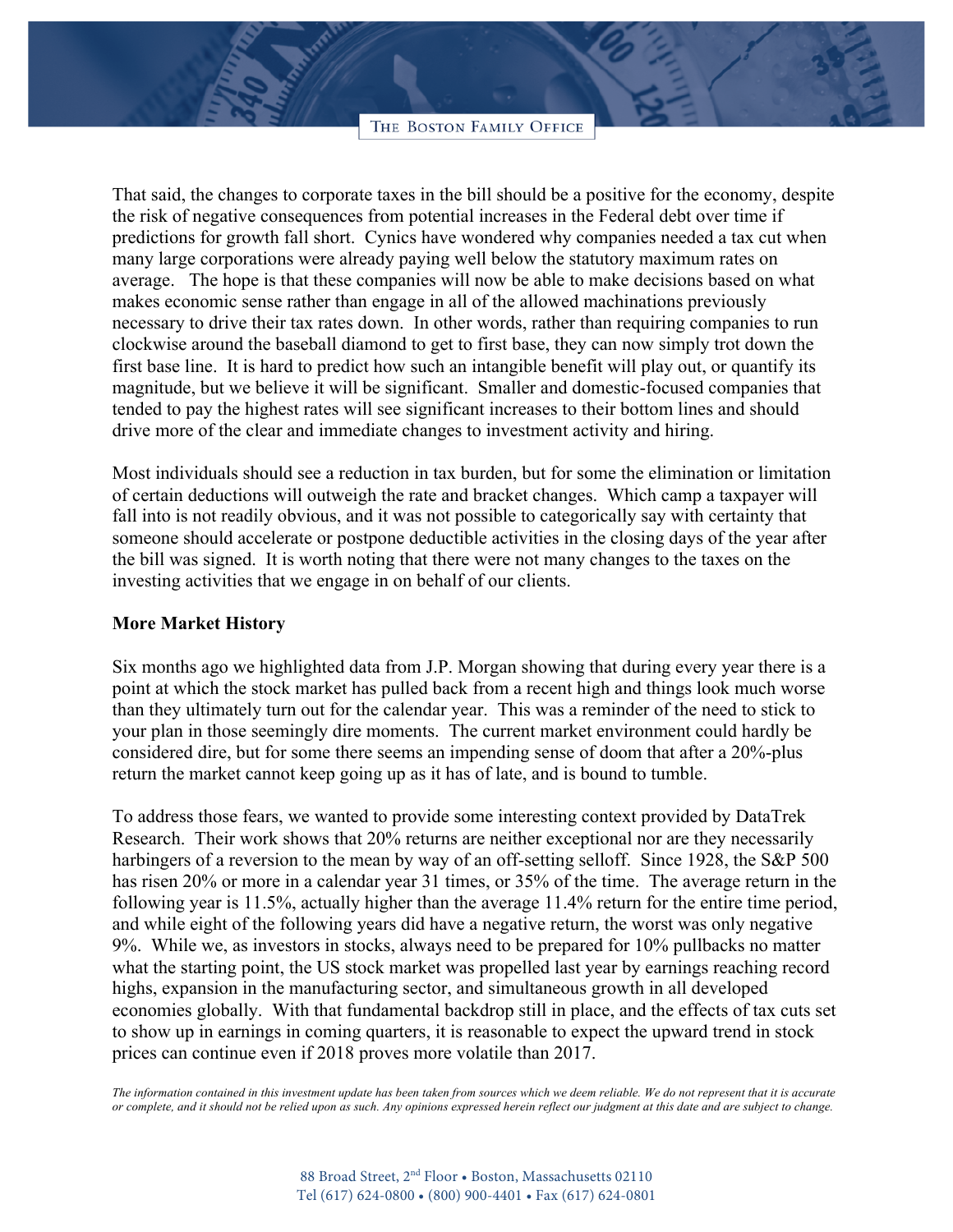That said, the changes to corporate taxes in the bill should be a positive for the economy, despite the risk of negative consequences from potential increases in the Federal debt over time if predictions for growth fall short. Cynics have wondered why companies needed a tax cut when many large corporations were already paying well below the statutory maximum rates on average. The hope is that these companies will now be able to make decisions based on what makes economic sense rather than engage in all of the allowed machinations previously necessary to drive their tax rates down. In other words, rather than requiring companies to run clockwise around the baseball diamond to get to first base, they can now simply trot down the first base line. It is hard to predict how such an intangible benefit will play out, or quantify its magnitude, but we believe it will be significant. Smaller and domestic-focused companies that tended to pay the highest rates will see significant increases to their bottom lines and should drive more of the clear and immediate changes to investment activity and hiring.

Most individuals should see a reduction in tax burden, but for some the elimination or limitation of certain deductions will outweigh the rate and bracket changes. Which camp a taxpayer will fall into is not readily obvious, and it was not possible to categorically say with certainty that someone should accelerate or postpone deductible activities in the closing days of the year after the bill was signed. It is worth noting that there were not many changes to the taxes on the investing activities that we engage in on behalf of our clients.

**More Market History**

Six months ago we highlighted data from J.P. Morgan showing that during every year there is a point at which the stock market has pulled back from a recent high and things look much worse than they ultimately turn out for the calendar year. This was a reminder of the need to stick to your plan in those seemingly dire moments. The current market environment could hardly be considered dire, but for some there seems an impending sense of doom that after a 20%-plus return the market cannot keep going up as it has of late, and is bound to tumble.

To address those fears, we wanted to provide some interesting context provided by DataTrek Research. Their work shows that 20% returns are neither exceptional nor are they necessarily harbingers of a reversion to the mean by way of an off-setting selloff. Since 1928, the S&P 500 has risen 20% or more in a calendar year 31 times, or 35% of the time. The average return in the following year is 11.5%, actually higher than the average 11.4% return for the entire time period, and while eight of the following years did have a negative return, the worst was only negative 9%. While we, as investors in stocks, always need to be prepared for 10% pullbacks no matter what the starting point, the US stock market was propelled last year by earnings reaching record highs, expansion in the manufacturing sector, and simultaneous growth in all developed economies globally. With that fundamental backdrop still in place, and the effects of tax cuts set to show up in earnings in coming quarters, it is reasonable to expect the upward trend in stock prices can continue even if 2018 proves more volatile than 2017.

*The information contained in this investment update has been taken from sources which we deem reliable. We do not represent that it is accurate or complete, and it should not be relied upon as such. Any opinions expressed herein reflect our judgment at this date and are subject to change.*